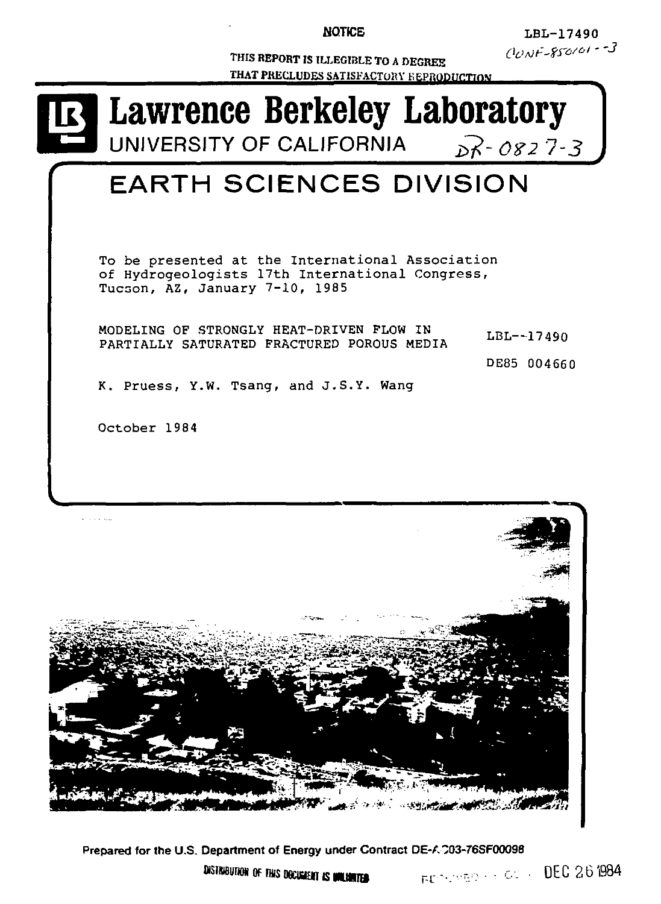NOTICE

THIS REPORT IS ILLEGIBLE TO A DEGREE THAT PRECLUDES SATISFACTORY REPRODUCTION

LBL-17490

CONF-850101--3

# Lawrence Berkeley Laboratory

UNIVERSITY OF CALIFORNIA

DR-0827-3

## EARTH SCIENCES DIVISION

To be presented at the International Association of Hydrogeologists 17th International Congress, Tucson, AZ, January 7-10, 1985

MODELING OF STRONGLY HEAT-DRIVEN FLOW IN PARTIALLY SATURATED FRACTURED POROUS MEDIA

LBL--17490

DE85 004660

K. Pruess, Y.W. Tsang, and J.S.Y. Wang

October 1984

Prepared for the U.S. Department of Energy under Contract DE-AC03-76SF00098

DISTRIBUTION OF THIS DOCUMENT IS UNLIMITED

DEC 26 1984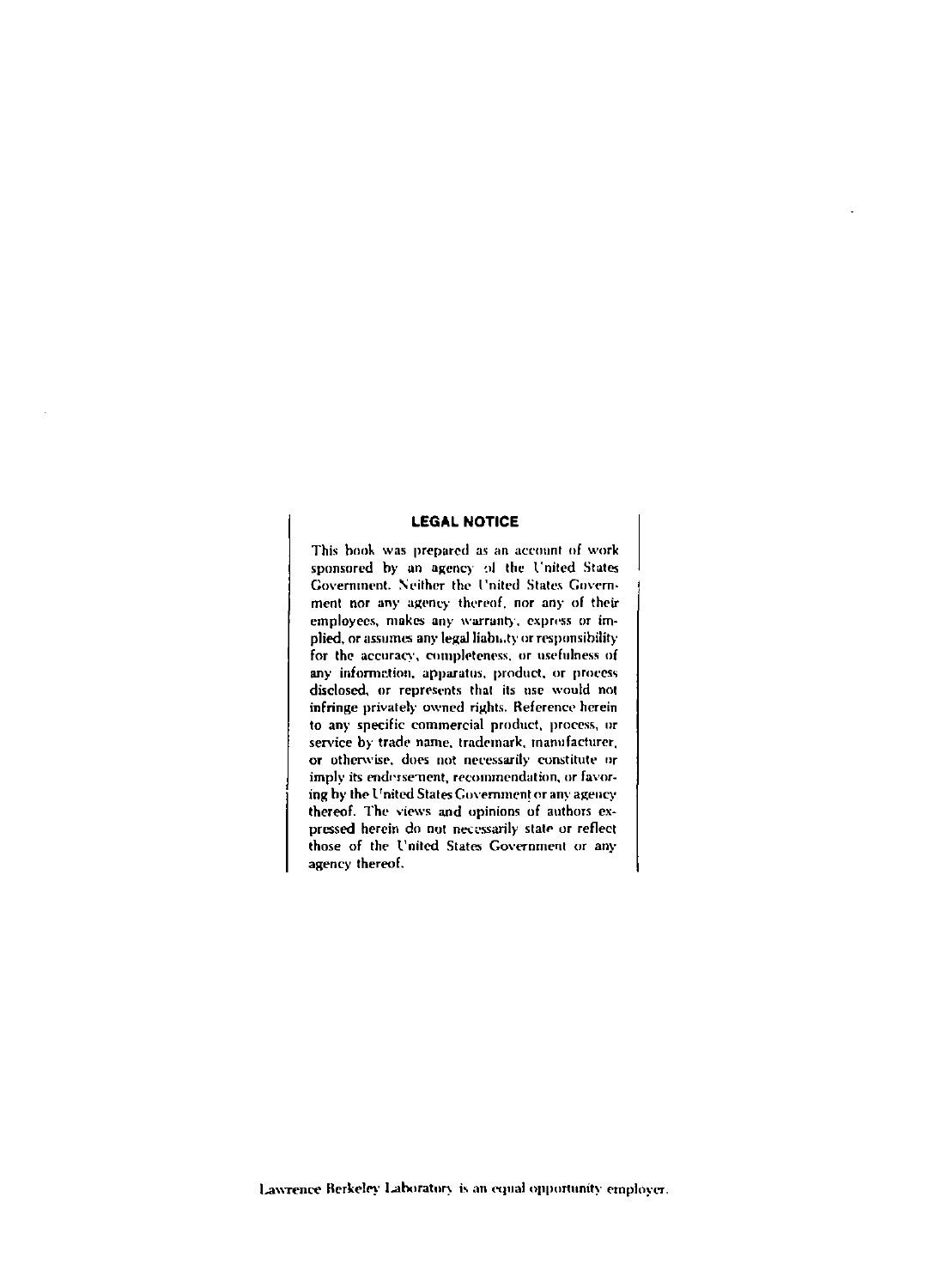## LEGAL NOTICE

This book was prepared as an account of work sponsored by an agency of the United States Government. Neither the United States Government nor any agency thereof, nor any of their employees, makes any warranty, express or implied, or assumes any legal liability or responsibility for the accuracy, completeness, or usefulness of any information, apparatus, product, or process disclosed, or represents that its use would not infringe privately owned rights. Reference herein to any specific commercial product, process, or service by trade name, trademark, manufacturer, or otherwise, does not necessarily constitute or imply its endorsement, recommendation, or favoring by the United States Government or any agency thereof. The views and opinions of authors expressed herein do not necessarily state or reflect those of the United States Government or any agency thereof.

Lawrence Berkeley Laboratory is an equal opportunity employer.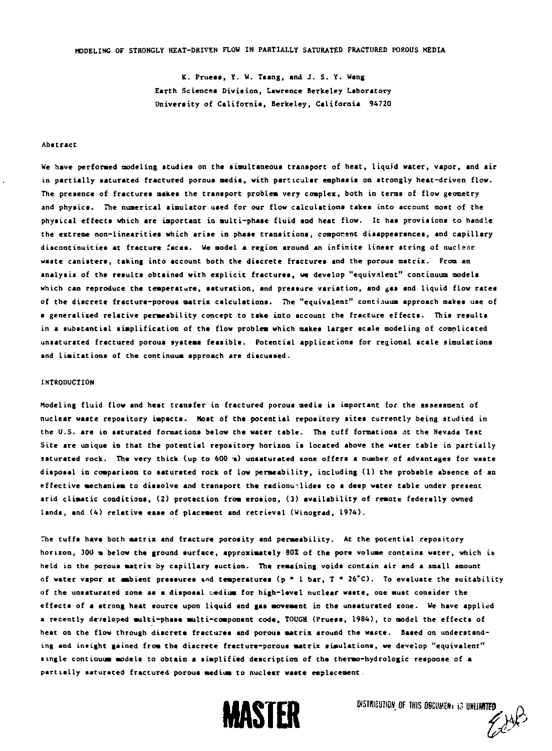# MODELING OF STRONGLY HEAT-DRIVEN FLOW IN PARTIALLY SATURATED FRACTURED POROUS MEDIA

K. Pruess, Y. W. Tsang, and J. S. Y. Wang
Earth Sciences Division, Lawrence Berkeley Laboratory
University of California, Berkeley, California 94720

## Abstract

We have performed modeling studies on the simultaneous transport of heat, liquid water, vapor, and air in partially saturated fractured porous media, with particular emphasis on strongly heat-driven flow. The presence of fractures makes the transport problem very complex, both in terms of flow geometry and physics. The numerical simulator used for our flow calculations takes into account most of the physical effects which are important in multi-phase fluid and heat flow. It has provisions to handle the extreme non-linearities which arise in phase transitions, component disappearances, and capillary discontinuities at fracture faces. We model a region around an infinite linear string of nuclear waste canisters, taking into account both the discrete fractures and the porous matrix. From an analysis of the results obtained with explicit fractures, we develop "equivalent" continuum models which can reproduce the temperature, saturation, and pressure variation, and gas and liquid flow rates of the discrete fracture-porous matrix calculations. The "equivalent" continuum approach makes use of a generalized relative permeability concept to take into account the fracture effects. This results in a substantial simplification of the flow problem which makes larger scale modeling of complicated unsaturated fractured porous systems feasible. Potential applications for regional scale simulations and limitations of the continuum approach are discussed.

## INTRODUCTION

Modeling fluid flow and heat transfer in fractured porous media is important for the assessment of nuclear waste repository impacts. Most of the potential repository sites currently being studied in the U.S. are in saturated formations below the water table. The tuff formations at the Nevada Test Site are unique in that the potential repository horizon is located above the water table in partially saturated rock. The very thick (up to 600 m) unsaturated zone offers a number of advantages for waste disposal in comparison to saturated rock of low permeability, including (1) the probable absence of an effective mechanism to dissolve and transport the radionuclides to a deep water table under present arid climatic conditions, (2) protection from erosion, (3) availability of remote federally owned lands, and (4) relative ease of placement and retrieval (Winograd, 1974).

The tuffs have both matrix and fracture porosity and permeability. At the potential repository horizon, 300 m below the ground surface, approximately 80% of the pore volume contains water, which is held in the porous matrix by capillary suction. The remaining voids contain air and a small amount of water vapor at ambient pressures and temperatures ($p = 1$ bar, $T = 26$°C). To evaluate the suitability of the unsaturated zone as a disposal medium for high-level nuclear waste, one must consider the effects of a strong heat source upon liquid and gas movement in the unsaturated zone. We have applied a recently developed multi-phase multi-component code, TOUGH (Pruess, 1984), to model the effects of heat on the flow through discrete fractures and porous matrix around the waste. Based on understanding and insight gained from the discrete fracture-porous matrix simulations, we develop "equivalent" single continuum models to obtain a simplified description of the thermo-hydrologic response of a partially saturated fractured porous medium to nuclear waste emplacement.

MASTER

DISTRIBUTION OF THIS DOCUMENT IS UNLIMITED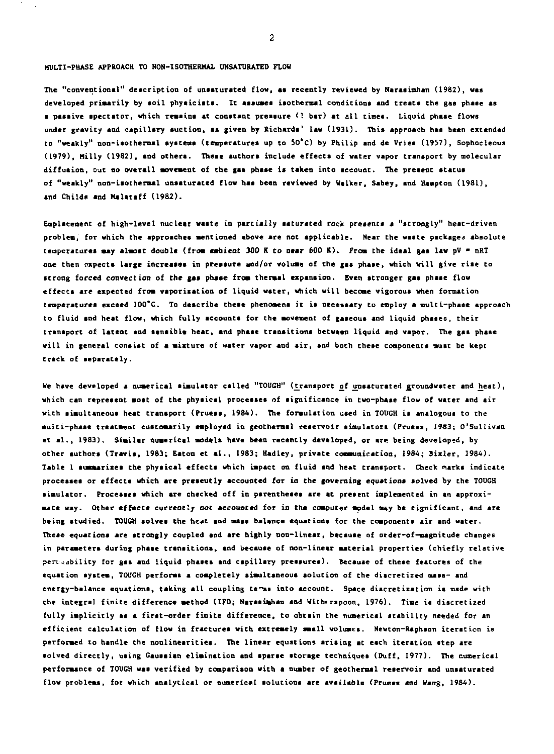## MULTI-PHASE APPROACH TO NON-ISOTHERMAL UNSATURATED FLOW

The "conventional" description of unsaturated flow, as recently reviewed by Narasimhan (1982), was developed primarily by soil physicists. It assumes isothermal conditions and treats the gas phase as a passive spectator, which remains at constant pressure (1 bar) at all times. Liquid phase flows under gravity and capillary suction, as given by Richards' law (1931). This approach has been extended to "weakly" non-isothermal systems (temperatures up to 50°C) by Philip and de Vries (1957), Sophocleous (1979), Milly (1982), and others. These authors include effects of water vapor transport by molecular diffusion, but no overall movement of the gas phase is taken into account. The present status of "weakly" non-isothermal unsaturated flow has been reviewed by Walker, Sabey, and Hampton (1981), and Childs and Malstaff (1982).

Emplacement of high-level nuclear waste in partially saturated rock presents a "strongly" heat-driven problem, for which the approaches mentioned above are not applicable. Near the waste packages absolute temperatures may almost double (from ambient 300 K to near 600 K). From the ideal gas law $pV = nRT$ one then expects large increases in pressure and/or volume of the gas phase, which will give rise to strong forced convection of the gas phase from thermal expansion. Even stronger gas phase flow effects are expected from vaporization of liquid water, which will become vigorous when formation temperatures exceed 100°C. To describe these phenomena it is necessary to employ a multi-phase approach to fluid and heat flow, which fully accounts for the movement of gaseous and liquid phases, their transport of latent and sensible heat, and phase transitions between liquid and vapor. The gas phase will in general consist of a mixture of water vapor and air, and both these components must be kept track of separately.

We have developed a numerical simulator called "TOUGH" (transport of unsaturated groundwater and heat), which can represent most of the physical processes of significance in two-phase flow of water and air with simultaneous heat transport (Pruess, 1984). The formulation used in TOUGH is analogous to the multi-phase treatment customarily employed in geothermal reservoir simulators (Pruess, 1983; O'Sullivan et al., 1983). Similar numerical models have been recently developed, or are being developed, by other authors (Travis, 1983; Eaton et al., 1983; Hadley, private communication, 1984; Bixler, 1984). Table 1 summarizes the physical effects which impact on fluid and heat transport. Check marks indicate processes or effects which are presently accounted for in the governing equations solved by the TOUGH simulator. Processes which are checked off in parentheses are at present implemented in an approximate way. Other effects currently not accounted for in the computer model may be significant, and are being studied. TOUGH solves the heat and mass balance equations for the components air and water. These equations are strongly coupled and are highly non-linear, because of order-of-magnitude changes in parameters during phase transitions, and because of non-linear material properties (chiefly relative permeability for gas and liquid phases and capillary pressures). Because of these features of the equation system, TOUGH performs a completely simultaneous solution of the discretized mass- and energy-balance equations, taking all coupling terms into account. Space discretization is made with the integral finite difference method (IFD; Narasimhan and Witherspoon, 1976). Time is discretized fully implicitly as a first-order finite difference, to obtain the numerical stability needed for an efficient calculation of flow in fractures with extremely small volumes. Newton-Raphson iteration is performed to handle the nonlinearities. The linear equations arising at each iteration step are solved directly, using Gaussian elimination and sparse storage techniques (Duff, 1977). The numerical performance of TOUGH was verified by comparison with a number of geothermal reservoir and unsaturated flow problems, for which analytical or numerical solutions are available (Pruess and Wang, 1984).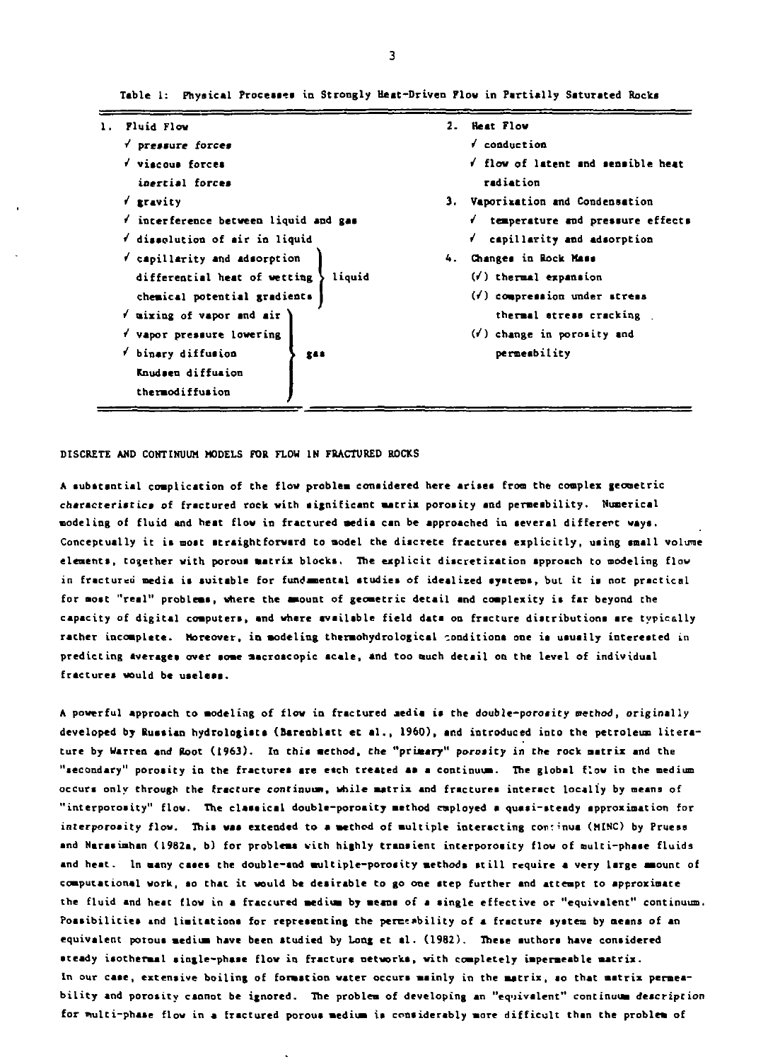Table 1: Physical Processes in Strongly Heat-Driven Flow in Partially Saturated Rocks

| 1. Fluid Flow | | 2. Heat Flow |
|---|---|---|
| ✓ *pressure forces* | | ✓ conduction |
| ✓ viscous forces | | ✓ flow of latent and sensible heat |
| inertial forces | | radiation |
| ✓ gravity | | 3. Vaporization and Condensation |
| ✓ interference between liquid and gas | | ✓ temperature and pressure effects |
| ✓ dissolution of air in liquid | | ✓ capillarity and adsorption |
| ✓ capillarity and adsorption | liquid | 4. Changes in Rock Mass |
| differential heat of wetting | liquid | (✓) thermal expansion |
| chemical potential gradients | liquid | (✓) compression under stress |
| ✓ mixing of vapor and air | gas | thermal stress cracking |
| ✓ vapor pressure lowering | gas | (✓) change in porosity and permeability |
| ✓ binary diffusion | gas | |
| Knudsen diffusion | gas | |
| thermodiffusion | gas | |

## DISCRETE AND CONTINUUM MODELS FOR FLOW IN FRACTURED ROCKS

A substantial complication of the flow problem considered here arises from the complex geometric characteristics of fractured rock with significant matrix porosity and permeability. Numerical modeling of fluid and heat flow in fractured media can be approached in several different ways. Conceptually it is most straightforward to model the discrete fractures explicitly, using small volume elements, together with porous matrix blocks. The explicit discretization approach to modeling flow in fractured media is suitable for fundamental studies of idealized systems, but it is not practical for most "real" problems, where the amount of geometric detail and complexity is far beyond the capacity of digital computers, and where available field data on fracture distributions are typically rather incomplete. Moreover, in modeling thermohydrological conditions one is usually interested in predicting averages over some macroscopic scale, and too much detail on the level of individual fractures would be useless.

A powerful approach to modeling of flow in fractured media is the *double-porosity method*, originally developed by Russian hydrologists (Barenblatt et al., 1960), and introduced into the petroleum literature by Warren and Root (1963). In this method, the "primary" porosity in the rock matrix and the "secondary" porosity in the fractures are each treated as a continuum. The global flow in the medium occurs only through the fracture continuum, while matrix and fractures interact locally by means of "interporosity" flow. The classical double-porosity method employed a quasi-steady approximation for interporosity flow. This was extended to a method of multiple interacting continua (MINC) by Pruess and Narasimhan (1982a, b) for problems with highly transient interporosity flow of multi-phase fluids and heat. In many cases the double-and multiple-porosity methods still require a very large amount of computational work, so that it would be desirable to go one step further and attempt to approximate the fluid and heat flow in a fractured medium by means of a single effective or "equivalent" continuum. Possibilities and limitations for representing the permeability of a fracture system by means of an equivalent porous medium have been studied by Long et al. (1982). These authors have considered steady isothermal single-phase flow in fracture networks, with completely impermeable matrix. In our case, extensive boiling of formation water occurs mainly in the matrix, so that matrix permeability and porosity cannot be ignored. The problem of developing an "equivalent" continuum description for multi-phase flow in a fractured porous medium is considerably more difficult than the problem of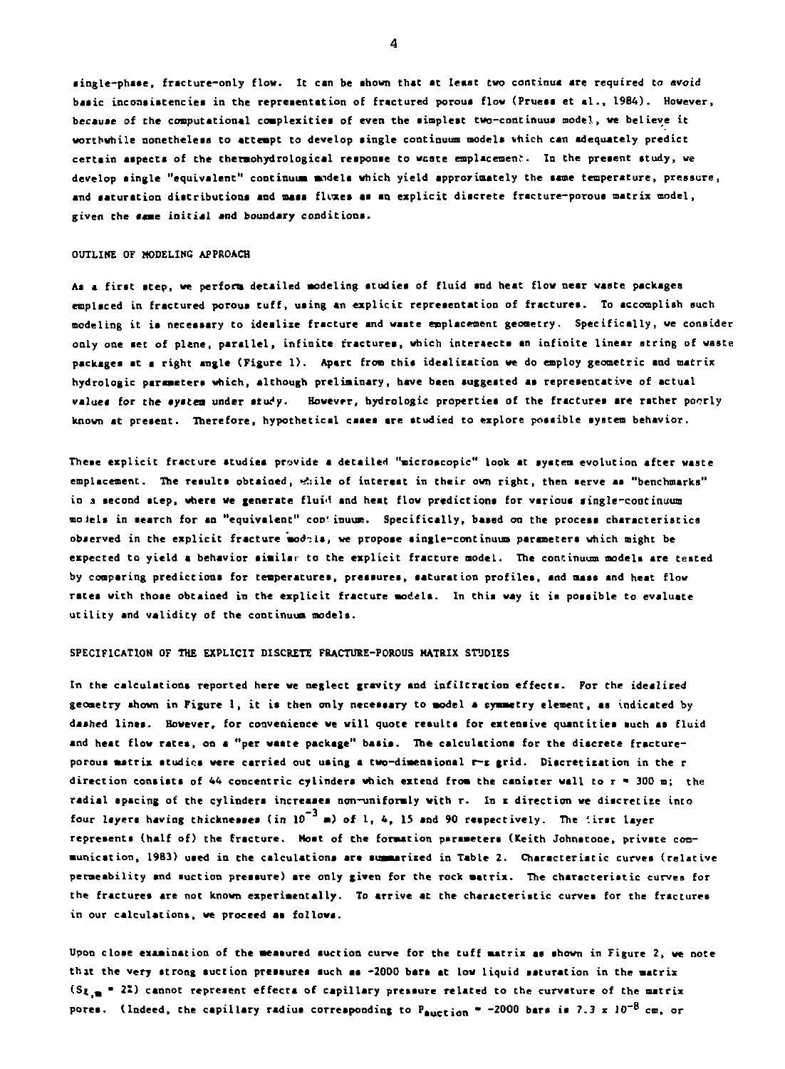single-phase, fracture-only flow. It can be shown that at least two continua are required to avoid basic inconsistencies in the representation of fractured porous flow (Pruess et al., 1984). However, because of the computational complexities of even the simplest two-continuum model, we believe it worthwhile nonetheless to attempt to develop single continuum models which can adequately predict certain aspects of the thermohydrological response to waste emplacement. In the present study, we develop single "equivalent" continuum models which yield approximately the same temperature, pressure, and saturation distributions and mass fluxes as an explicit discrete fracture-porous matrix model, given the same initial and boundary conditions.

## OUTLINE OF MODELING APPROACH

As a first step, we perform detailed modeling studies of fluid and heat flow near waste packages emplaced in fractured porous tuff, using an explicit representation of fractures. To accomplish such modeling it is necessary to idealize fracture and waste emplacement geometry. Specifically, we consider only one set of plane, parallel, infinite fractures, which intersects an infinite linear string of waste packages at a right angle (Figure 1). Apart from this idealization we do employ geometric and matrix hydrologic parameters which, although preliminary, have been suggested as representative of actual values for the system under study. However, hydrologic properties of the fractures are rather poorly known at present. Therefore, hypothetical cases are studied to explore possible system behavior.

These explicit fracture studies provide a detailed "microscopic" look at system evolution after waste emplacement. The results obtained, while of interest in their own right, then serve as "benchmarks" in a second step, where we generate fluid and heat flow predictions for various single-continuum models in search for an "equivalent" continuum. Specifically, based on the process characteristics observed in the explicit fracture models, we propose single-continuum parameters which might be expected to yield a behavior similar to the explicit fracture model. The continuum models are tested by comparing predictions for temperatures, pressures, saturation profiles, and mass and heat flow rates with those obtained in the explicit fracture models. In this way it is possible to evaluate utility and validity of the continuum models.

## SPECIFICATION OF THE EXPLICIT DISCRETE FRACTURE-POROUS MATRIX STUDIES

In the calculations reported here we neglect gravity and infiltration effects. For the idealized geometry shown in Figure 1, it is then only necessary to model a symmetry element, as indicated by dashed lines. However, for convenience we will quote results for extensive quantities such as fluid and heat flow rates, on a "per waste package" basis. The calculations for the discrete fracture-porous matrix studies were carried out using a two-dimensional r-z grid. Discretization in the r direction consists of 44 concentric cylinders which extend from the canister wall to r = 300 m; the radial spacing of the cylinders increases non-uniformly with r. In z direction we discretize into four layers having thicknesses (in $10^{-3}$ m) of 1, 4, 15 and 90 respectively. The first layer represents (half of) the fracture. Most of the formation parameters (Keith Johnstone, private communication, 1983) used in the calculations are summarized in Table 2. Characteristic curves (relative permeability and suction pressure) are only given for the rock matrix. The characteristic curves for the fractures are not known experimentally. To arrive at the characteristic curves for the fractures in our calculations, we proceed as follows.

Upon close examination of the measured suction curve for the tuff matrix as shown in Figure 2, we note that the very strong suction pressures such as -2000 bars at low liquid saturation in the matrix ($S_{\ell,m}$ = 2%) cannot represent effects of capillary pressure related to the curvature of the matrix pores. (Indeed, the capillary radius corresponding to $P_{suction}$ = -2000 bars is $7.3 \times 10^{-8}$ cm, or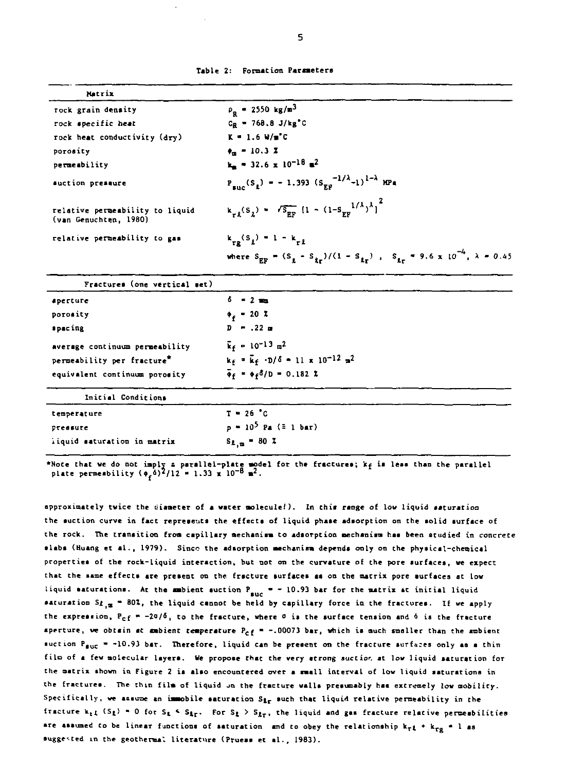Table 2: Formation Parameters

| Matrix | |
|---|---|
| rock grain density | $\rho_R = 2550$ kg/m$^3$ |
| rock specific heat | $C_R = 768.8$ J/kg°C |
| rock heat conductivity (dry) | $K = 1.6$ W/m°C |
| porosity | $\phi_m = 10.3$ % |
| permeability | $k_m = 32.6 \times 10^{-18}$ m$^2$ |
| suction pressure | $P_{suc}(S_\ell) = -1.393\ (S_{EF}^{-1/\lambda}-1)^{1-\lambda}$ MPa |
| relative permeability to liquid (van Genuchten, 1980) | $k_{r\ell}(S_\ell) = \sqrt{S_{EF}}\ [1-(1-S_{EF}^{1/\lambda})^\lambda]^2$ |
| relative permeability to gas | $k_{rg}(S_\ell) = 1 - k_{r\ell}$ |
| | where $S_{EF} = (S_\ell - S_{\ell r})/(1 - S_{\ell r})$ , $S_{\ell r} = 9.6 \times 10^{-4}$, $\lambda = 0.45$ |

| Fractures (one vertical set) | |
|---|---|
| aperture | $\delta = 2$ mm |
| porosity | $\phi_f = 20$ % |
| spacing | $D = .22$ m |
| average continuum permeability | $\bar{k}_f = 10^{-13}$ m$^2$ |
| permeability per fracture* | $k_f = \bar{k}_f \cdot D/\delta = 11 \times 10^{-12}$ m$^2$ |
| equivalent continuum porosity | $\bar{\phi}_f = \phi_f \delta / D = 0.182$ % |

| Initial Conditions | |
|---|---|
| temperature | $T = 26$ °C |
| pressure | $p = 10^5$ Pa ($\equiv$ 1 bar) |
| liquid saturation in matrix | $S_{\ell,m} = 80$ % |

*Note that we do not imply a parallel-plate model for the fractures; $k_f$ is less than the parallel plate permeability $(\phi_f \delta)^2/12 = 1.33 \times 10^{-8}$ m$^2$.

approximately twice the diameter of a water molecule!). In this range of low liquid saturation the suction curve in fact represents the effects of liquid phase adsorption on the solid surface of the rock. The transition from capillary mechanism to adsorption mechanism has been studied in concrete slabs (Huang et al., 1979). Since the adsorption mechanism depends only on the physical-chemical properties of the rock-liquid interaction, but not on the curvature of the pore surfaces, we expect that the same effects are present on the fracture surfaces as on the matrix pore surfaces at low liquid saturations. At the ambient suction $P_{suc} = -10.93$ bar for the matrix at initial liquid saturation $S_{\ell,m} = 80$%, the liquid cannot be held by capillary force in the fractures. If we apply the expression, $P_{cf} = -2\sigma/\delta$, to the fracture, where $\sigma$ is the surface tension and $\delta$ is the fracture aperture, we obtain at ambient temperature $P_{cf} = -.00073$ bar, which is much smaller than the ambient suction $P_{suc} = -10.93$ bar. Therefore, liquid can be present on the fracture surfaces only as a thin film of a few molecular layers. We propose that the very strong suction at low liquid saturation for the matrix shown in Figure 2 is also encountered over a small interval of low liquid saturations in the fractures. The thin film of liquid on the fracture walls presumably has extremely low mobility. Specifically, we assume an immobile saturation $S_{\ell r}$ such that liquid relative permeability in the fracture $k_{r\ell}(S_\ell) = 0$ for $S_\ell \leq S_{\ell r}$. For $S_\ell > S_{\ell r}$, the liquid and gas fracture relative permeabilities are assumed to be linear functions of saturation and to obey the relationship $k_{r\ell} + k_{rg} = 1$ as suggested in the geothermal literature (Pruess et al., 1983).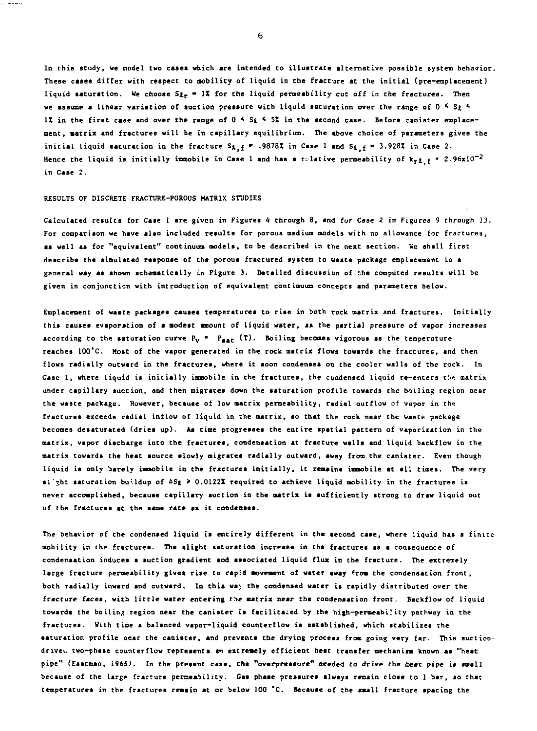In this study, we model two cases which are intended to illustrate alternative possible system behavior. These cases differ with respect to mobility of liquid in the fracture at the initial (pre-emplacement) liquid saturation. We choose $S_{\ell r}$ = 1% for the liquid permeability cut off in the fractures. Then we assume a linear variation of suction pressure with liquid saturation over the range of $0 \leq S_\ell \leq$ 1% in the first case and over the range of $0 \leq S_\ell \leq 5\%$ in the second case. Before canister emplacement, matrix and fractures will be in capillary equilibrium. The above choice of parameters gives the initial liquid saturation in the fracture $S_{\ell,f}$ = .9878% in Case 1 and $S_{\ell,f}$ = 3.928% in Case 2. Hence the liquid is initially immobile in Case 1 and has a relative permeability of $k_{r\ell,f} = 2.96 \times 10^{-2}$ in Case 2.

## RESULTS OF DISCRETE FRACTURE-POROUS MATRIX STUDIES

Calculated results for Case 1 are given in Figures 4 through 8, and for Case 2 in Figures 9 through 13. For comparison we have also included results for porous medium models with no allowance for fractures, as well as for "equivalent" continuum models, to be described in the next section. We shall first describe the simulated response of the porous fractured system to waste package emplacement in a general way as shown schematically in Figure 3. Detailed discussion of the computed results will be given in conjunction with introduction of equivalent continuum concepts and parameters below.

Emplacement of waste packages causes temperatures to rise in both rock matrix and fractures. Initially this causes evaporation of a modest amount of liquid water, as the partial pressure of vapor increases according to the saturation curve $P_v = P_{sat}(T)$. Boiling becomes vigorous as the temperature reaches 100°C. Most of the vapor generated in the rock matrix flows towards the fractures, and then flows radially outward in the fractures, where it soon condenses on the cooler walls of the rock. In Case 1, where liquid is initially immobile in the fractures, the condensed liquid re-enters the matrix under capillary suction, and then migrates down the saturation profile towards the boiling region near the waste package. However, because of low matrix permeability, radial outflow of vapor in the fractures exceeds radial inflow of liquid in the matrix, so that the rock near the waste package becomes desaturated (dries up). As time progresses the entire spatial pattern of vaporization in the matrix, vapor discharge into the fractures, condensation at fracture walls and liquid backflow in the matrix towards the heat source slowly migrates radially outward, away from the canister. Even though liquid is only barely immobile in the fractures initially, it remains immobile at all times. The very slight saturation buildup of $\Delta S_\ell > 0.0122\%$ required to achieve liquid mobility in the fractures is never accomplished, because capillary suction in the matrix is sufficiently strong to draw liquid out of the fractures at the same rate as it condenses.

The behavior of the condensed liquid is entirely different in the second case, where liquid has a finite mobility in the fractures. The slight saturation increase in the fractures as a consequence of condensation induces a suction gradient and associated liquid flux in the fracture. The extremely large fracture permeability gives rise to rapid movement of water away from the condensation front, both radially inward and outward. In this way the condensed water is rapidly distributed over the fracture faces, with little water entering the matrix near the condensation front. Backflow of liquid towards the boiling region near the canister is facilitated by the high-permeability pathway in the fractures. With time a balanced vapor-liquid counterflow is established, which stabilizes the saturation profile near the canister, and prevents the drying process from going very far. This suction-driven two-phase counterflow represents an extremely efficient heat transfer mechanism known as "heat pipe" (Eastman, 1968). In the present case, the "overpressure" needed to drive the heat pipe is small because of the large fracture permeability. Gas phase pressures always remain close to 1 bar, so that temperatures in the fractures remain at or below 100 °C. Because of the small fracture spacing the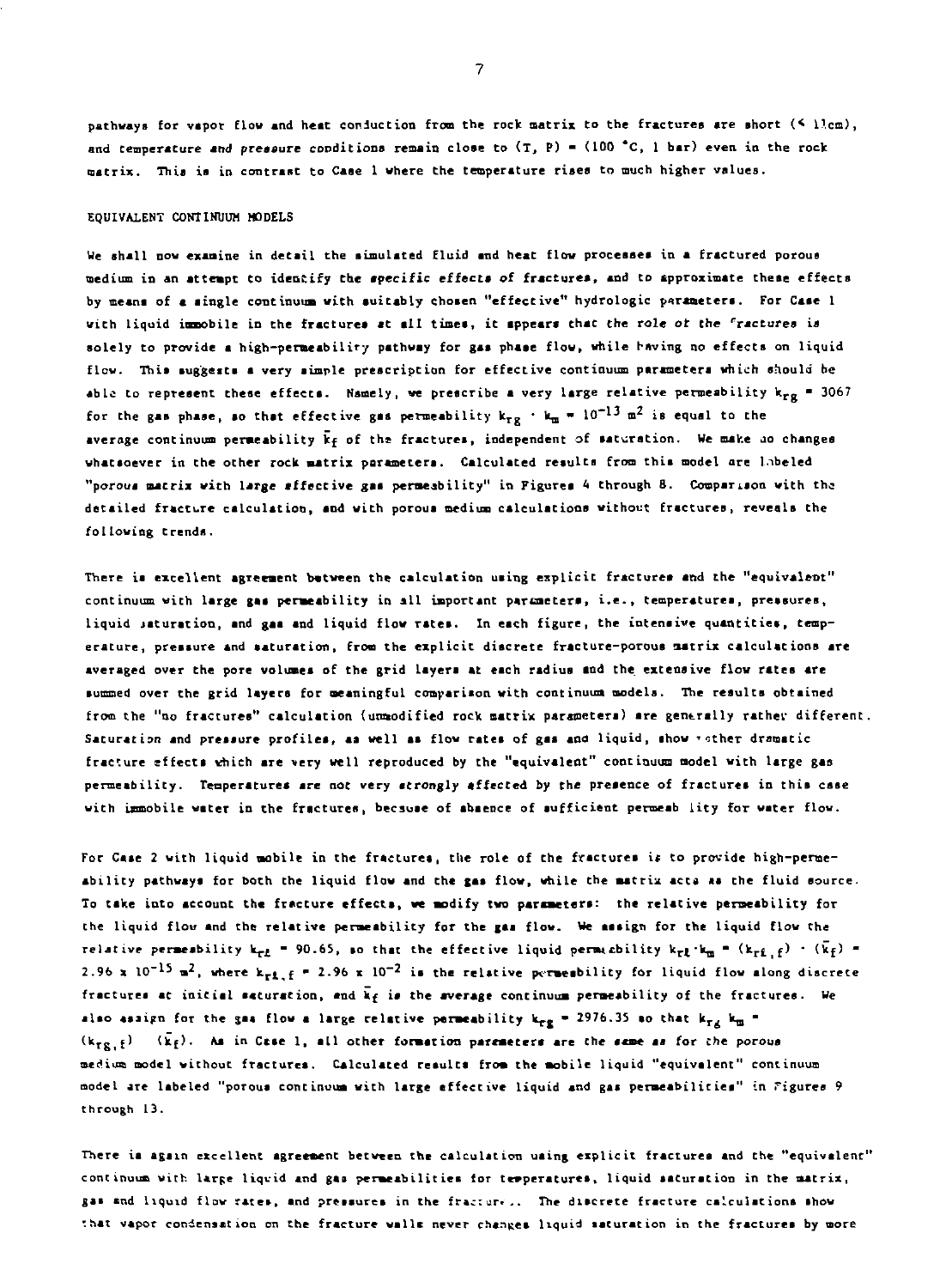pathways for vapor flow and heat conduction from the rock matrix to the fractures are short (< 11cm), and temperature and pressure conditions remain close to (T, P) = (100 °C, 1 bar) even in the rock matrix. This is in contrast to Case 1 where the temperature rises to much higher values.

## EQUIVALENT CONTINUUM MODELS

We shall now examine in detail the simulated fluid and heat flow processes in a fractured porous medium in an attempt to identify the *specific effects* of fractures, and to approximate these effects by means of a single continuum with suitably chosen "effective" hydrologic parameters. For Case 1 with liquid immobile in the fractures at all times, it appears that the role of the fractures is solely to provide a high-permeability pathway for gas phase flow, while having no effects on liquid flow. This suggests a very simple prescription for effective continuum parameters which should be able to represent these effects. Namely, we prescribe a very large relative permeability $k_{rg}$ = 3067 for the gas phase, so that effective gas permeability $k_{rg} \cdot k_m = 10^{-13}$ m$^2$ is equal to the average continuum permeability $\bar{k}_f$ of the fractures, independent of saturation. We make no changes whatsoever in the other rock matrix parameters. Calculated results from this model are labeled "porous matrix with large effective gas permeability" in Figures 4 through 8. Comparison with the detailed fracture calculation, and with porous medium calculations without fractures, reveals the following trends.

There is excellent agreement between the calculation using explicit fractures and the "equivalent" continuum with large gas permeability in all important parameters, i.e., temperatures, pressures, liquid saturation, and gas and liquid flow rates. In each figure, the intensive quantities, temperature, pressure and saturation, from the explicit discrete fracture-porous matrix calculations are averaged over the pore volumes of the grid layers at each radius and the extensive flow rates are summed over the grid layers for meaningful comparison with continuum models. The results obtained from the "no fractures" calculation (unmodified rock matrix parameters) are generally rather different. Saturation and pressure profiles, as well as flow rates of gas and liquid, show rather dramatic fracture effects which are very well reproduced by the "equivalent" continuum model with large gas permeability. Temperatures are not very strongly affected by the presence of fractures in this case with immobile water in the fractures, because of absence of sufficient permeability for water flow.

For Case 2 with liquid mobile in the fractures, the role of the fractures is to provide high-permeability pathways for both the liquid flow and the gas flow, while the matrix acts as the fluid source. To take into account the fracture effects, we modify two parameters: the relative permeability for the liquid flow and the relative permeability for the gas flow. We assign for the liquid flow the relative permeability $k_{r\ell}$ = 90.65, so that the effective liquid permeability $k_{r\ell} \cdot k_m = (k_{r\ell,f}) \cdot (\bar{k}_f) = 2.96 \times 10^{-15}$ m$^2$, where $k_{r\ell,f} = 2.96 \times 10^{-2}$ is the relative permeability for liquid flow along discrete fractures at initial saturation, and $\bar{k}_f$ is the average continuum permeability of the fractures. We also assign for the gas flow a large relative permeability $k_{rg}$ = 2976.35 so that $k_{rg}\, k_m = (k_{rg,f}) \cdot (\bar{k}_f)$. As in Case 1, all other formation parameters are the same as for the porous medium model without fractures. Calculated results from the mobile liquid "equivalent" continuum model are labeled "porous continuum with large effective liquid and gas permeabilities" in Figures 9 through 13.

There is again excellent agreement between the calculation using explicit fractures and the "equivalent" continuum with large liquid and gas permeabilities for temperatures, liquid saturation in the matrix, gas and liquid flow rates, and pressures in the fractures. The discrete fracture calculations show that vapor condensation on the fracture walls never changes liquid saturation in the fractures by more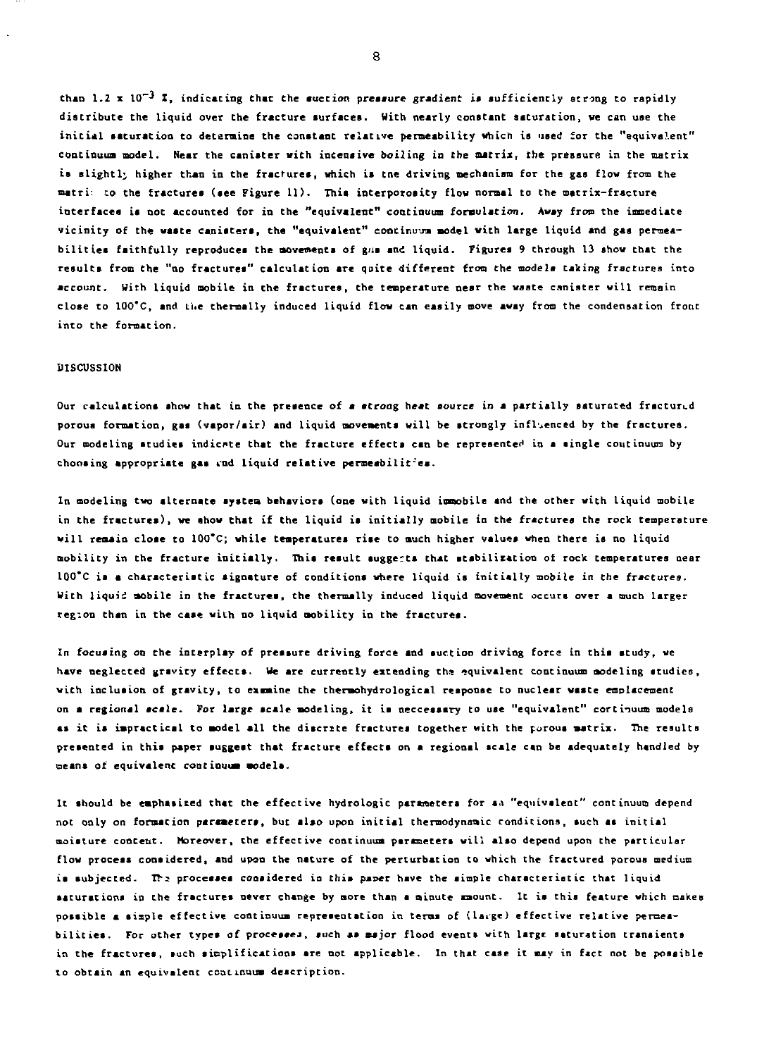than $1.2 \times 10^{-3}$ %, indicating that the suction pressure gradient is sufficiently strong to rapidly distribute the liquid over the fracture surfaces. With nearly constant saturation, we can use the initial saturation to determine the constant relative permeability which is used for the "equivalent" continuum model. Near the canister with incensive boiling in the matrix, the pressure in the matrix is slightly higher than in the fractures, which is the driving mechanism for the gas flow from the matrix to the fractures (see Figure 11). This interporosity flow normal to the matrix-fracture interfaces is not accounted for in the "equivalent" continuum formulation. Away from the immediate vicinity of the waste canisters, the "equivalent" continuum model with large liquid and gas permeabilities faithfully reproduces the movements of gas and liquid. Figures 9 through 13 show that the results from the "no fractures" calculation are quite different from the models taking fractures into account. With liquid mobile in the fractures, the temperature near the waste canister will remain close to 100°C, and the thermally induced liquid flow can easily move away from the condensation front into the formation.

## DISCUSSION

Our calculations show that in the presence of a strong heat source in a partially saturated fractured porous formation, gas (vapor/air) and liquid movements will be strongly influenced by the fractures. Our modeling studies indicate that the fracture effects can be represented in a single continuum by choosing appropriate gas and liquid relative permeabilities.

In modeling two alternate system behaviors (one with liquid immobile and the other with liquid mobile in the fractures), we show that if the liquid is initially mobile in the fractures the rock temperature will remain close to 100°C; while temperatures rise to much higher values when there is no liquid mobility in the fracture initially. This result suggests that stabilization of rock temperatures near 100°C is a characteristic signature of conditions where liquid is initially mobile in the fractures. With liquid mobile in the fractures, the thermally induced liquid movement occurs over a much larger region than in the case with no liquid mobility in the fractures.

In focusing on the interplay of pressure driving force and suction driving force in this study, we have neglected gravity effects. We are currently extending the equivalent continuum modeling studies, with inclusion of gravity, to examine the thermohydrological response to nuclear waste emplacement on a regional scale. For large scale modeling, it is neccessary to use "equivalent" continuum models as it is impractical to model all the discrete fractures together with the porous matrix. The results presented in this paper suggest that fracture effects on a regional scale can be adequately handled by means of equivalent continuum models.

It should be emphasized that the effective hydrologic parameters for an "equivalent" continuum depend not only on formation parameters, but also upon initial thermodynamic conditions, such as initial moisture content. Moreover, the effective continuum parameters will also depend upon the particular flow process considered, and upon the nature of the perturbation to which the fractured porous medium is subjected. The processes considered in this paper have the simple characteristic that liquid saturations in the fractures never change by more than a minute amount. It is this feature which makes possible a simple effective continuum representation in terms of (large) effective relative permeabilities. For other types of processes, such as major flood events with large saturation transients in the fractures, such simplifications are not applicable. In that case it may in fact not be possible to obtain an equivalent continuum description.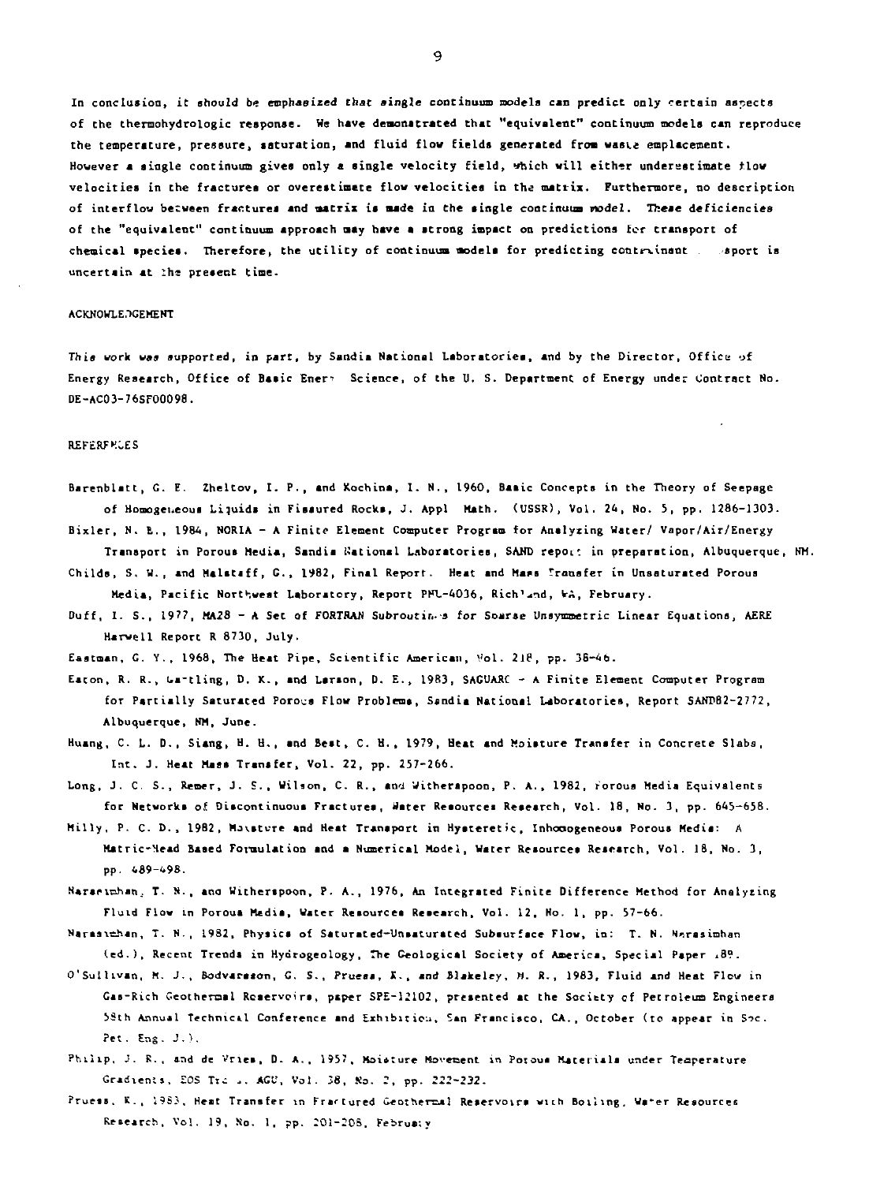In conclusion, it should be emphasized that single continuum models can predict only certain aspects of the thermohydrologic response. We have demonstrated that "equivalent" continuum models can reproduce the temperature, pressure, saturation, and fluid flow fields generated from waste emplacement. However a single continuum gives only a single velocity field, which will either underestimate flow velocities in the fractures or overestimate flow velocities in the matrix. Furthermore, no description of interflow between fractures and matrix is made in the single continuum model. These deficiencies of the "equivalent" continuum approach may have a strong impact on predictions for transport of chemical species. Therefore, the utility of continuum models for predicting contaminant transport is uncertain at the present time.

## ACKNOWLEDGEMENT

*This work was supported, in part, by Sandia National Laboratories, and by the Director, Office of Energy Research, Office of Basic Energy Science, of the U. S. Department of Energy under Contract No. DE-AC03-76SF00098.*

## REFERENCES

Barenblatt, G. E. Zheltov, I. P., and Kochina, I. N., 1960, Basic Concepts in the Theory of Seepage of Homogeneous Liquids in Fissured Rocks, J. Appl Math. (USSR), Vol. 24, No. 5, pp. 1286-1303.

Bixler, N. E., 1984, NORIA - A Finite Element Computer Program for Analyzing Water/ Vapor/Air/Energy Transport in Porous Media, Sandia National Laboratories, SAND report in preparation, Albuquerque, NM.

Childs, S. W., and Malstaff, G., 1982, Final Report. Heat and Mass Transfer in Unsaturated Porous Media, Pacific Northwest Laboratory, Report PNL-4036, Richland, WA, February.

Duff, I. S., 1977, MA28 - A Set of FORTRAN Subroutines for Soarse Unsymmetric Linear Equations, AERE Harwell Report R 8730, July.

Eastman, G. Y., 1968, The Heat Pipe, Scientific American, Vol. 218, pp. 38-46.

Eaton, R. R., Gartling, D. K., and Larson, D. E., 1983, SAGUARO - A Finite Element Computer Program for Partially Saturated Porous Flow Problems, Sandia National Laboratories, Report SAND82-2772, Albuquerque, NM, June.

Huang, C. L. D., Siang, H. H., and Best, C. H., 1979, Heat and Moisture Transfer in Concrete Slabs, Int. J. Heat Mass Transfer, Vol. 22, pp. 257-266.

Long, J. C. S., Remer, J. S., Wilson, C. R., and Witherspoon, P. A., 1982, Porous Media Equivalents for Networks of Discontinuous Fractures, Water Resources Research, Vol. 18, No. 3, pp. 645-658.

Milly, P. C. D., 1982, Moisture and Heat Transport in Hysteretic, Inhomogeneous Porous Media: A Matric-Head Based Formulation and a Numerical Model, Water Resources Research, Vol. 18, No. 3, pp. 489-498.

Narasimhan, T. N., and Witherspoon, P. A., 1976, An Integrated Finite Difference Method for Analyzing Fluid Flow in Porous Media, Water Resources Research, Vol. 12, No. 1, pp. 57-66.

Narasimhan, T. N., 1982, Physics of Saturated-Unsaturated Subsurface Flow, in: T. N. Narasimhan (ed.), Recent Trends in Hydrogeology, The Geological Society of America, Special Paper 189.

O'Sullivan, M. J., Bodvarsson, G. S., Pruess, K., and Blakeley, M. R., 1983, Fluid and Heat Flow in Gas-Rich Geothermal Reservoirs, paper SPE-12102, presented at the Society of Petroleum Engineers 58th Annual Technical Conference and Exhibition, San Francisco, CA., October (to appear in Soc. Pet. Eng. J.).

Philip, J. R., and de Vries, D. A., 1957, Moisture Movement in Porous Materials under Temperature Gradients, EOS Trans. AGU, Vol. 38, No. 2, pp. 222-232.

Pruess, K., 1983, Heat Transfer in Fractured Geothermal Reservoirs with Boiling, Water Resources Research, Vol. 19, No. 1, pp. 201-208, February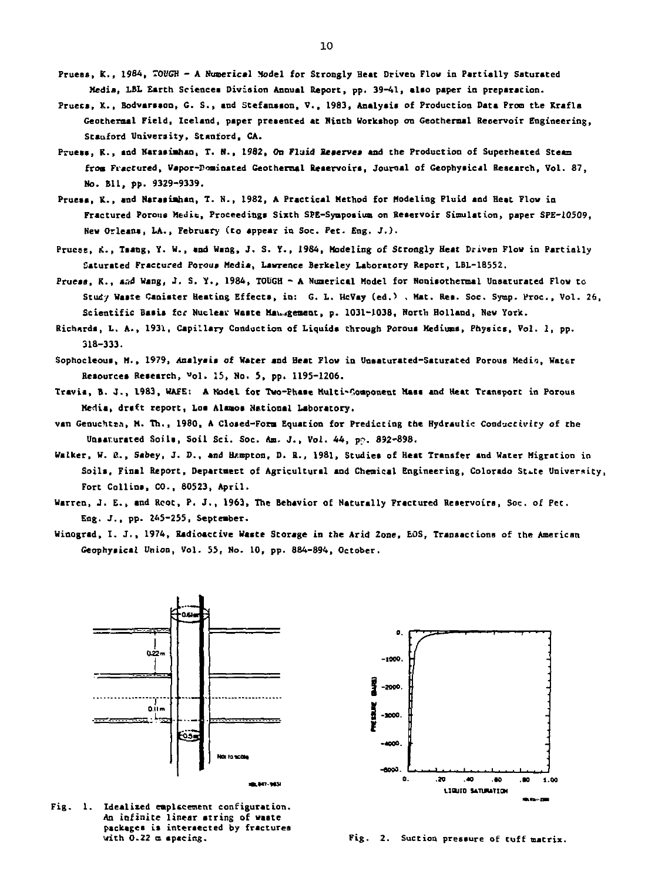Pruess, K., 1984, *TOUGH* - A Numerical Model for Strongly Heat Driven Flow in Partially Saturated Media, LBL Earth Sciences Division Annual Report, pp. 39-41, also paper in preparation.

Pruess, K., Bodvarsson, G. S., and Stefansson, V., 1983, Analysis of Production Data From the Krafla Geothermal Field, Iceland, paper presented at Ninth Workshop on Geothermal Reservoir Engineering, Stanford University, Stanford, CA.

Pruess, K., and Narasimhan, T. N., 1982, On Fluid Reserves and the Production of Superheated Steam from Fractured, Vapor-Dominated Geothermal Reservoirs, Journal of Geophysical Research, Vol. 87, No. B11, pp. 9329-9339.

Pruess, K., and Narasimhan, T. N., 1982, A Practical Method for Modeling Fluid and Heat Flow in Fractured Porous Media, Proceedings Sixth SPE-Symposium on Reservoir Simulation, paper SPE-10509, New Orleans, LA., February (to appear in Soc. Pet. Eng. J.).

Pruess, K., Tsang, Y. W., and Wang, J. S. Y., 1984, Modeling of Strongly Heat Driven Flow in Partially Saturated Fractured Porous Media, Lawrence Berkeley Laboratory Report, LBL-18552.

Pruess, K., and Wang, J. S. Y., 1984, TOUGH - A Numerical Model for Nonisothermal Unsaturated Flow to Study Waste Canister Heating Effects, in: G. L. McVay (ed.) , Mat. Res. Soc. Symp. Proc., Vol. 26, Scientific Basis for Nuclear Waste Management, p. 1031-1038, North Holland, New York.

Richards, L. A., 1931, Capillary Conduction of Liquids through Porous Mediums, Physics, Vol. 1, pp. 318-333.

Sophocleous, M., 1979, Analysis of Water and Heat Flow in Unsaturated-Saturated Porous Media, Water Resources Research, Vol. 15, No. 5, pp. 1195-1206.

Travis, B. J., 1983, WAFE: A Model for Two-Phase Multi-Component Mass and Heat Transport in Porous Media, draft report, Los Alamos National Laboratory.

van Genuchten, M. Th., 1980, A Closed-Form Equation for Predicting the Hydraulic Conductivity of the Unsaturated Soils, Soil Sci. Soc. Am. J., Vol. 44, pp. 892-898.

Walker, W. R., Sabey, J. D., and Hampton, D. R., 1981, Studies of Heat Transfer and Water Migration in Soils, Final Report, Department of Agricultural and Chemical Engineering, Colorado State University, Fort Collins, CO., 80523, April.

Warren, J. E., and Root, P. J., 1963, The Behavior of Naturally Fractured Reservoirs, Soc. of Pet. Eng. J., pp. 245-255, September.

Winograd, I. J., 1974, Radioactive Waste Storage in the Arid Zone, EOS, Transactions of the American Geophysical Union, Vol. 55, No. 10, pp. 884-894, October.

Fig. 1. Idealized emplacement configuration. An infinite linear string of waste packages is intersected by fractures with 0.22 m spacing.

Fig. 2. Suction pressure of tuff matrix.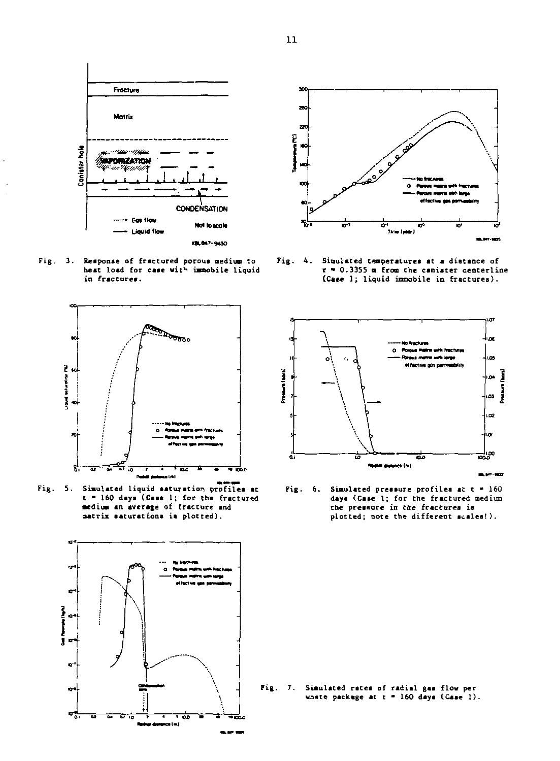Fig. 3. Response of fractured porous medium to heat load for case with immobile liquid in fractures.

Fig. 4. Simulated temperatures at a distance of r = 0.3355 m from the canister centerline (Case 1; liquid immobile in fractures).

Fig. 5. Simulated liquid saturation profiles at t = 160 days (Case 1; for the fractured medium an average of fracture and matrix saturations is plotted).

Fig. 6. Simulated pressure profiles at t = 160 days (Case 1; for the fractured medium the pressure in the fractures is plotted; note the different scales!).

Fig. 7. Simulated rates of radial gas flow per waste package at t = 160 days (Case 1).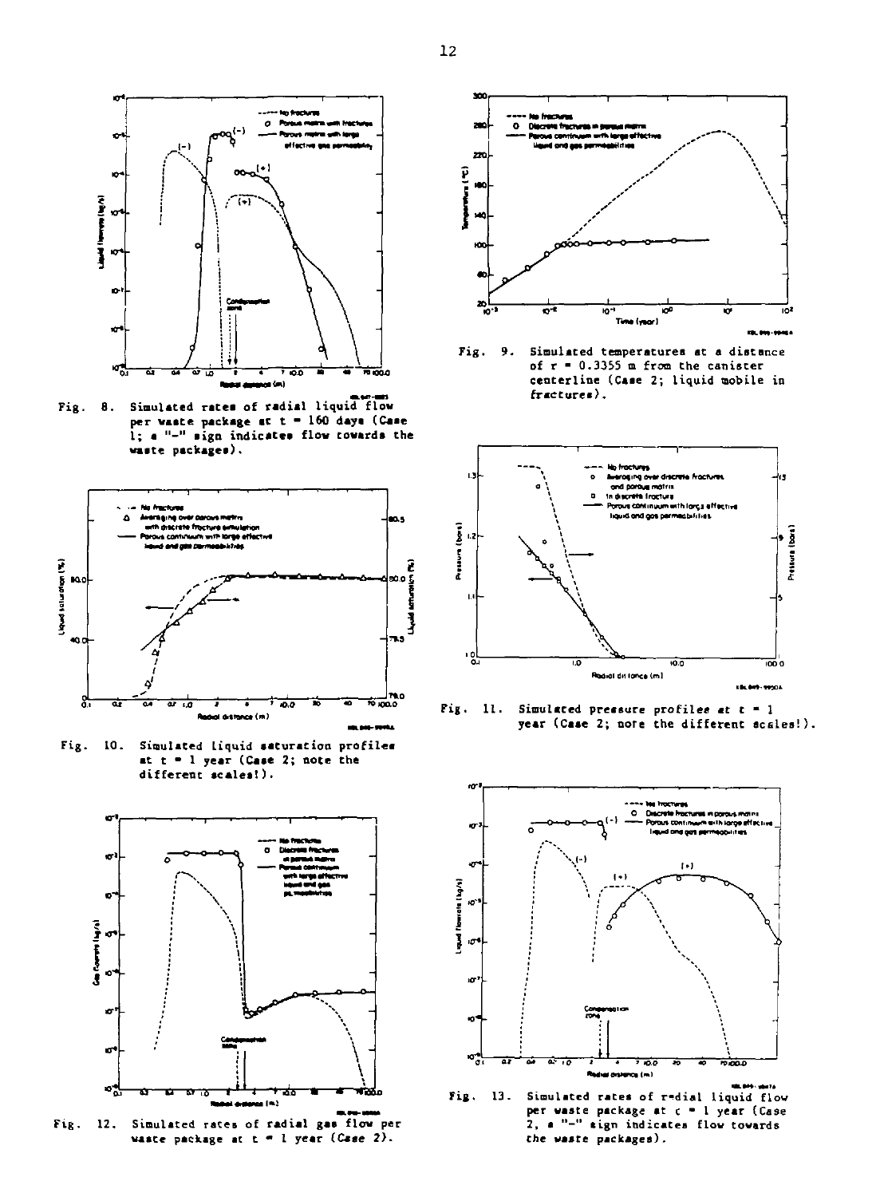Fig. 8. Simulated rates of radial liquid flow per waste package at t = 160 days (Case 1; a "−" sign indicates flow towards the waste packages).

Fig. 9. Simulated temperatures at a distance of r = 0.3355 m from the canister centerline (Case 2; liquid mobile in fractures).

Fig. 10. Simulated liquid saturation profiles at t = 1 year (Case 2; note the different scales!).

Fig. 11. Simulated pressure profiles at t = 1 year (Case 2; note the different scales!).

Fig. 12. Simulated rates of radial gas flow per waste package at t = 1 year (Case 2).

Fig. 13. Simulated rates of radial liquid flow per waste package at t = 1 year (Case 2, a "−" sign indicates flow towards the waste packages).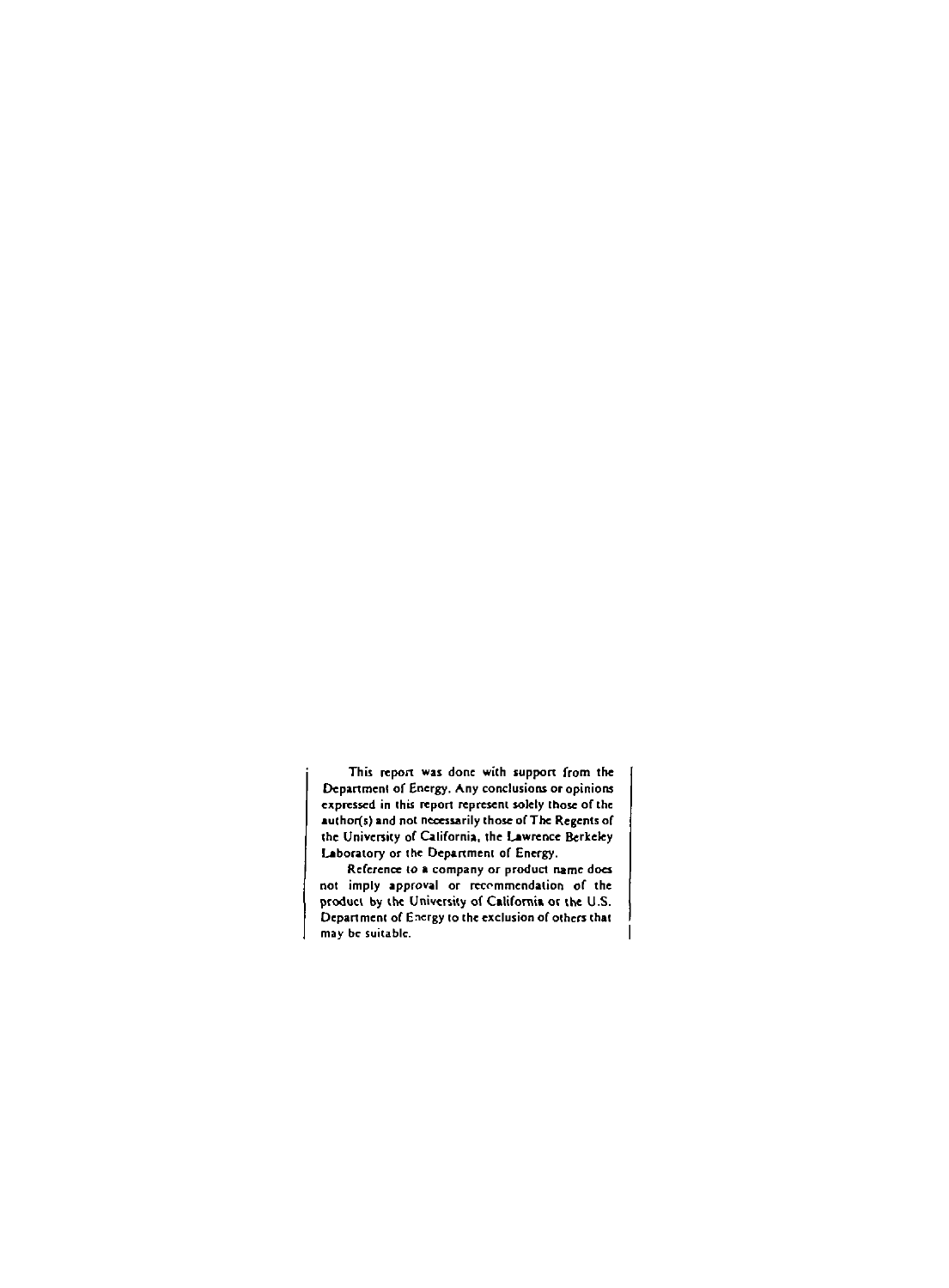This report was done with support from the Department of Energy. Any conclusions or opinions expressed in this report represent solely those of the author(s) and not necessarily those of The Regents of the University of California, the Lawrence Berkeley Laboratory or the Department of Energy.

Reference to a company or product name does not imply approval or recommendation of the product by the University of California or the U.S. Department of Energy to the exclusion of others that may be suitable.